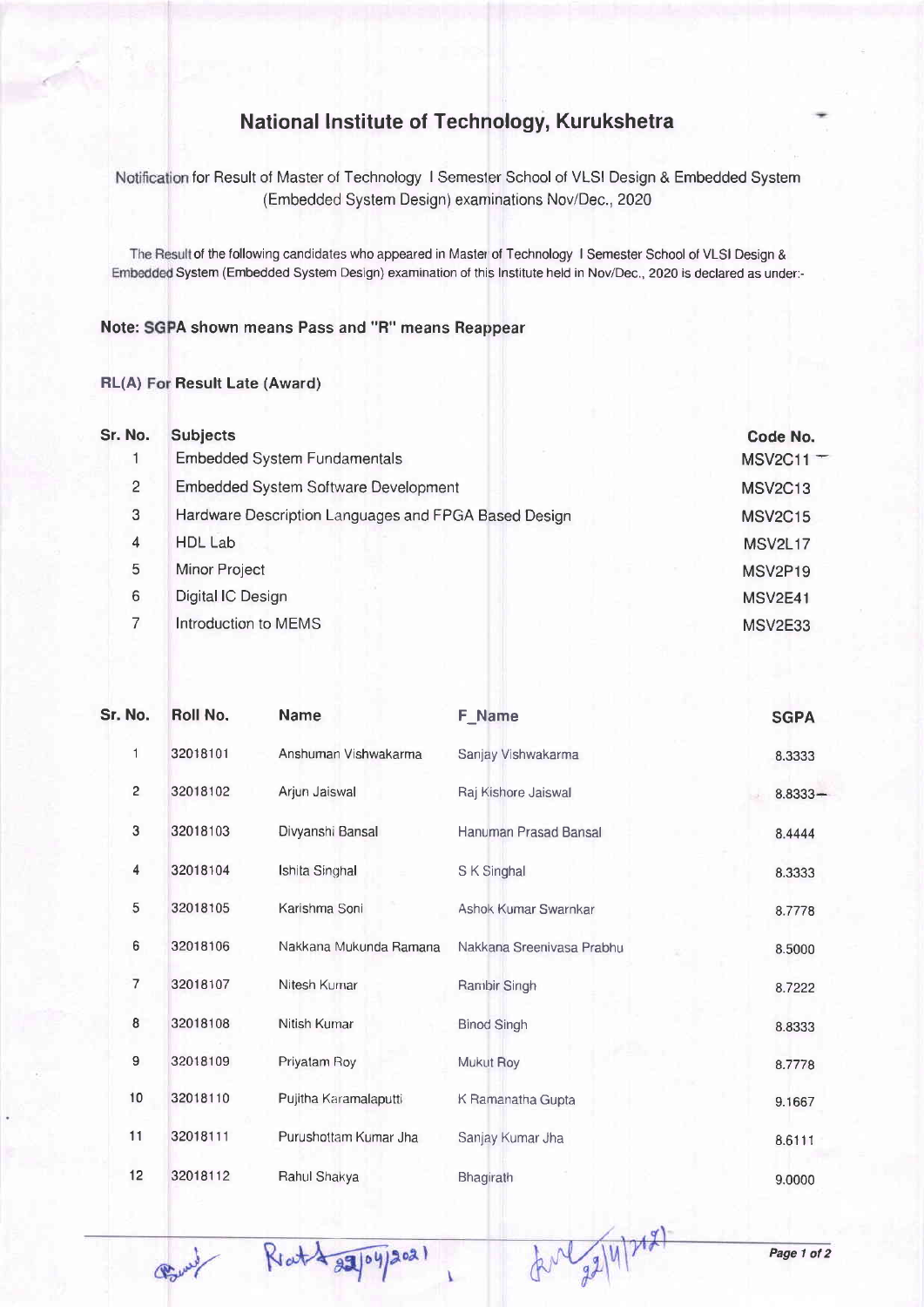# National Institute of Technology, Kurukshetra

Notification for Result of Master of Technology I Semester School of VLSI Design & Embedded System (Embedded System Design) examinations Nov/Dec., 2020

The Result of the following candidates who appeared in Master of Technology I Semester School of VLSI Design & Embedded System (Embedded System Design) examination of this Institute held in Nov/Dec., 2020 is declared as under:-

**Note: SGPA shown means Pass and "R" means Reappear**

**RL(A) For Result Late (Award)**

| Sr. No. | Subjects | Code No. |
|---|---|---|
| 1 | Embedded System Fundamentals | MSV2C11 |
| 2 | Embedded System Software Development | MSV2C13 |
| 3 | Hardware Description Languages and FPGA Based Design | MSV2C15 |
| 4 | HDL Lab | MSV2L17 |
| 5 | Minor Project | MSV2P19 |
| 6 | Digital IC Design | MSV2E41 |
| 7 | Introduction to MEMS | MSV2E33 |

| Sr. No. | Roll No. | Name | F_Name | SGPA |
|---|---|---|---|---|
| 1 | 32018101 | Anshuman Vishwakarma | Sanjay Vishwakarma | 8.3333 |
| 2 | 32018102 | Arjun Jaiswal | Raj Kishore Jaiswal | 8.8333 |
| 3 | 32018103 | Divyanshi Bansal | Hanuman Prasad Bansal | 8.4444 |
| 4 | 32018104 | Ishita Singhal | S K Singhal | 8.3333 |
| 5 | 32018105 | Karishma Soni | Ashok Kumar Swarnkar | 8.7778 |
| 6 | 32018106 | Nakkana Mukunda Ramana | Nakkana Sreenivasa Prabhu | 8.5000 |
| 7 | 32018107 | Nitesh Kumar | Rambir Singh | 8.7222 |
| 8 | 32018108 | Nitish Kumar | Binod Singh | 8.8333 |
| 9 | 32018109 | Priyatam Roy | Mukut Roy | 8.7778 |
| 10 | 32018110 | Pujitha Karamalaputti | K Ramanatha Gupta | 9.1667 |
| 11 | 32018111 | Purushottam Kumar Jha | Sanjay Kumar Jha | 8.6111 |
| 12 | 32018112 | Rahul Shakya | Bhagirath | 9.0000 |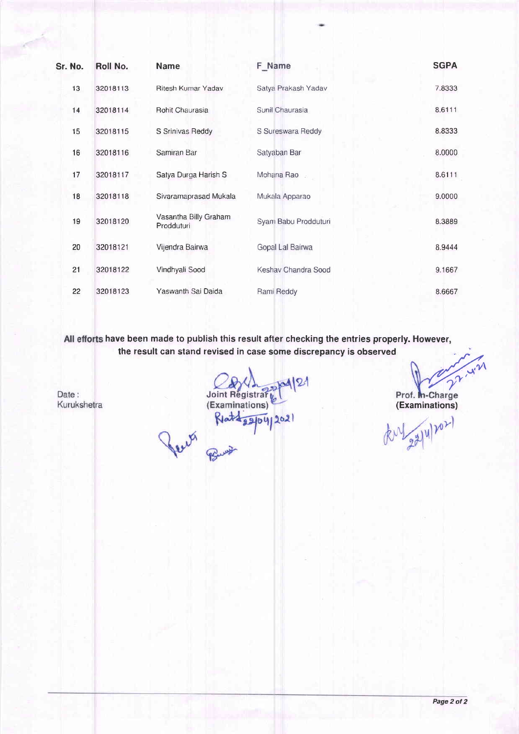| Sr. No. | Roll No. | Name | F_Name | SGPA |
|---|---|---|---|---|
| 13 | 32018113 | Ritesh Kumar Yadav | Satya Prakash Yadav | 7.8333 |
| 14 | 32018114 | Rohit Chaurasia | Sunil Chaurasia | 8.6111 |
| 15 | 32018115 | S Srinivas Reddy | S Sureswara Reddy | 8.8333 |
| 16 | 32018116 | Samiran Bar | Satyaban Bar | 8.0000 |
| 17 | 32018117 | Satya Durga Harish S | Mohana Rao | 8.6111 |
| 18 | 32018118 | Sivaramaprasad Mukala | Mukala Apparao | 9.0000 |
| 19 | 32018120 | Vasantha Billy Graham Prodduturi | Syam Babu Prodduturi | 8.3889 |
| 20 | 32018121 | Vijendra Bairwa | Gopal Lal Bairwa | 8.9444 |
| 21 | 32018122 | Vindhyali Sood | Keshav Chandra Sood | 9.1667 |
| 22 | 32018123 | Yaswanth Sai Daida | Rami Reddy | 8.6667 |

**All efforts have been made to publish this result after checking the entries properly. However, the result can stand revised in case some discrepancy is observed**

Date :
Kurukshetra

**Joint Registrar**
**(Examinations)**

**Prof. In-Charge**
**(Examinations)**